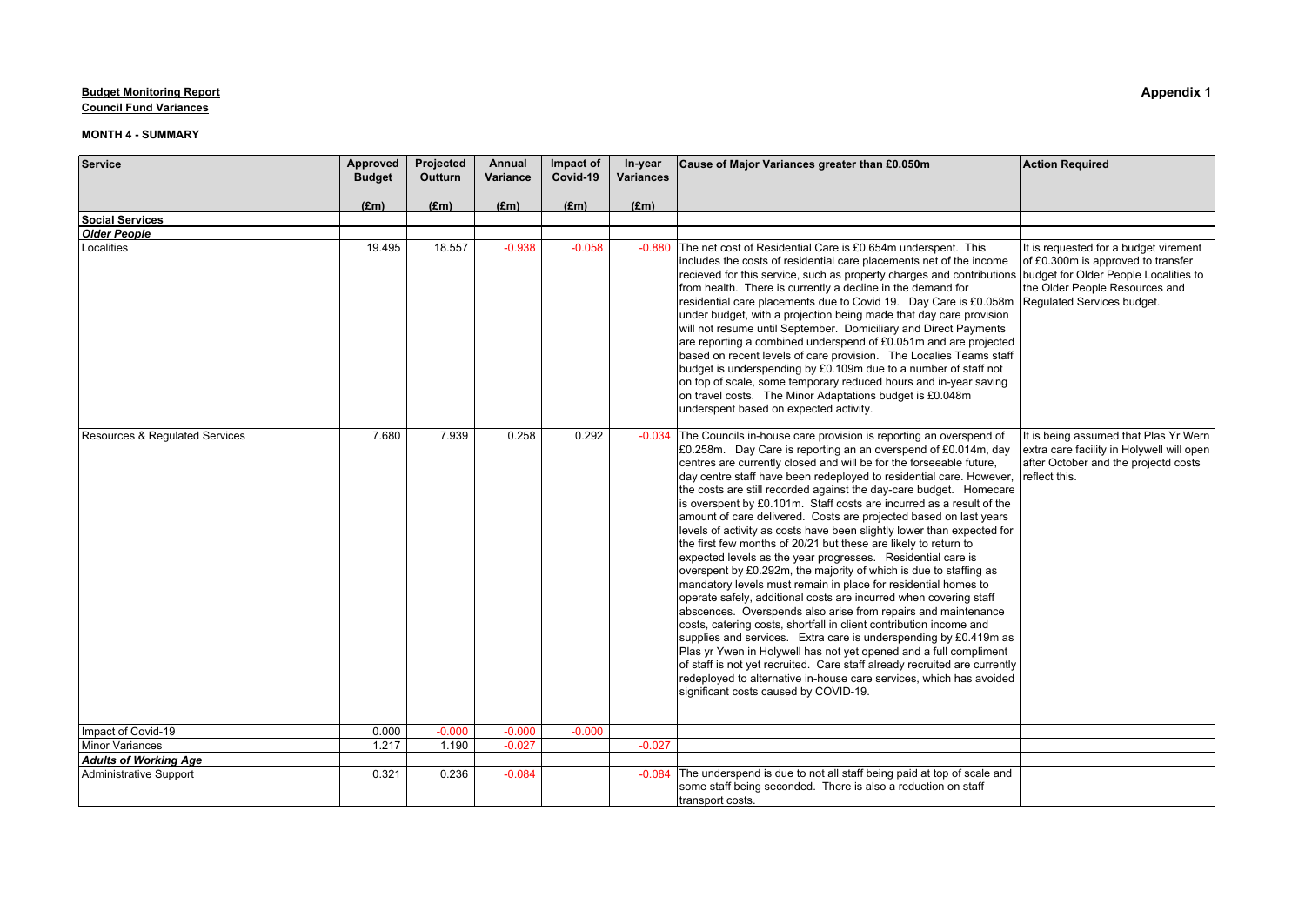**Budget Monitoring Report**

**Council Fund Variances**

**Appendix 1**

**MONTH 4 - SUMMARY**

| Service | Approved Budget (£m) | Projected Outturn (£m) | Annual Variance (£m) | Impact of Covid-19 (£m) | In-year Variances (£m) | Cause of Major Variances greater than £0.050m | Action Required |
|---|---|---|---|---|---|---|---|
| **Social Services** | | | | | | | |
| ***Older People*** | | | | | | | |
| Localities | 19.495 | 18.557 | -0.938 | -0.058 | -0.880 | The net cost of Residential Care is £0.654m underspent. This includes the costs of residential care placements net of the income recieved for this service, such as property charges and contributions from health. There is currently a decline in the demand for residential care placements due to Covid 19. Day Care is £0.058m under budget, with a projection being made that day care provision will not resume until September. Domiciliary and Direct Payments are reporting a combined underspend of £0.051m and are projected based on recent levels of care provision. The Localies Teams staff budget is underspending by £0.109m due to a number of staff not on top of scale, some temporary reduced hours and in-year saving on travel costs. The Minor Adaptations budget is £0.048m underspent based on expected activity. | It is requested for a budget virement of £0.300m is approved to transfer budget for Older People Localities to the Older People Resources and Regulated Services budget. |
| Resources & Regulated Services | 7.680 | 7.939 | 0.258 | 0.292 | -0.034 | The Councils in-house care provision is reporting an overspend of £0.258m. Day Care is reporting an an overspend of £0.014m, day centres are currently closed and will be for the forseeable future, day centre staff have been redeployed to residential care. However, the costs are still recorded against the day-care budget. Homecare is overspent by £0.101m. Staff costs are incurred as a result of the amount of care delivered. Costs are projected based on last years levels of activity as costs have been slightly lower than expected for the first few months of 20/21 but these are likely to return to expected levels as the year progresses. Residential care is overspent by £0.292m, the majority of which is due to staffing as mandatory levels must remain in place for residential homes to operate safely, additional costs are incurred when covering staff abscences. Overspends also arise from repairs and maintenance costs, catering costs, shortfall in client contribution income and supplies and services. Extra care is underspending by £0.419m as Plas yr Ywen in Holywell has not yet opened and a full compliment of staff is not yet recruited. Care staff already recruited are currently redeployed to alternative in-house care services, which has avoided significant costs caused by COVID-19. | It is being assumed that Plas Yr Wern extra care facility in Holywell will open after October and the projectd costs reflect this. |
| Impact of Covid-19 | 0.000 | -0.000 | -0.000 | -0.000 | | | |
| Minor Variances | 1.217 | 1.190 | -0.027 | | -0.027 | | |
| ***Adults of Working Age*** | | | | | | | |
| Administrative Support | 0.321 | 0.236 | -0.084 | | -0.084 | The underspend is due to not all staff being paid at top of scale and some staff being seconded. There is also a reduction on staff transport costs. | |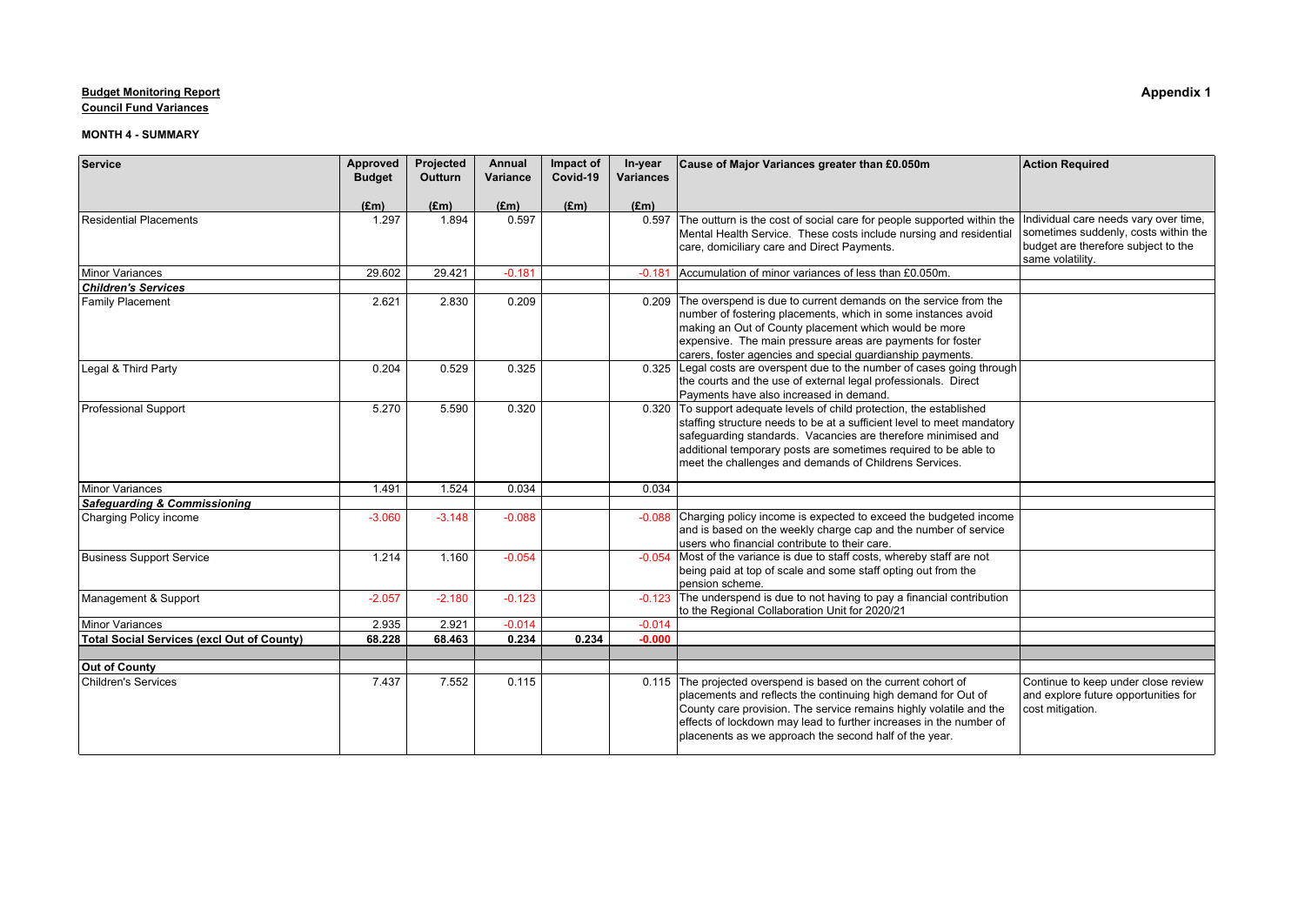**Budget Monitoring Report**

**Council Fund Variances**

**Appendix 1**

**MONTH 4 - SUMMARY**

| Service | Approved Budget (£m) | Projected Outturn (£m) | Annual Variance (£m) | Impact of Covid-19 (£m) | In-year Variances (£m) | Cause of Major Variances greater than £0.050m | Action Required |
|---|---|---|---|---|---|---|---|
| Residential Placements | 1.297 | 1.894 | 0.597 | | 0.597 | The outturn is the cost of social care for people supported within the Mental Health Service. These costs include nursing and residential care, domiciliary care and Direct Payments. | Individual care needs vary over time, sometimes suddenly, costs within the budget are therefore subject to the same volatility. |
| Minor Variances | 29.602 | 29.421 | -0.181 | | -0.181 | Accumulation of minor variances of less than £0.050m. | |
| ***Children's Services*** | | | | | | | |
| Family Placement | 2.621 | 2.830 | 0.209 | | 0.209 | The overspend is due to current demands on the service from the number of fostering placements, which in some instances avoid making an Out of County placement which would be more expensive. The main pressure areas are payments for foster carers, foster agencies and special guardianship payments. | |
| Legal & Third Party | 0.204 | 0.529 | 0.325 | | 0.325 | Legal costs are overspent due to the number of cases going through the courts and the use of external legal professionals. Direct Payments have also increased in demand. | |
| Professional Support | 5.270 | 5.590 | 0.320 | | 0.320 | To support adequate levels of child protection, the established staffing structure needs to be at a sufficient level to meet mandatory safeguarding standards. Vacancies are therefore minimised and additional temporary posts are sometimes required to be able to meet the challenges and demands of Childrens Services. | |
| Minor Variances | 1.491 | 1.524 | 0.034 | | 0.034 | | |
| ***Safeguarding & Commissioning*** | | | | | | | |
| Charging Policy income | -3.060 | -3.148 | -0.088 | | -0.088 | Charging policy income is expected to exceed the budgeted income and is based on the weekly charge cap and the number of service users who financial contribute to their care. | |
| Business Support Service | 1.214 | 1.160 | -0.054 | | -0.054 | Most of the variance is due to staff costs, whereby staff are not being paid at top of scale and some staff opting out from the pension scheme. | |
| Management & Support | -2.057 | -2.180 | -0.123 | | -0.123 | The underspend is due to not having to pay a financial contribution to the Regional Collaboration Unit for 2020/21 | |
| Minor Variances | 2.935 | 2.921 | -0.014 | | -0.014 | | |
| **Total Social Services (excl Out of County)** | **68.228** | **68.463** | **0.234** | **0.234** | **-0.000** | | |
| | | | | | | | |
| **Out of County** | | | | | | | |
| Children's Services | 7.437 | 7.552 | 0.115 | | 0.115 | The projected overspend is based on the current cohort of placements and reflects the continuing high demand for Out of County care provision. The service remains highly volatile and the effects of lockdown may lead to further increases in the number of placenents as we approach the second half of the year. | Continue to keep under close review and explore future opportunities for cost mitigation. |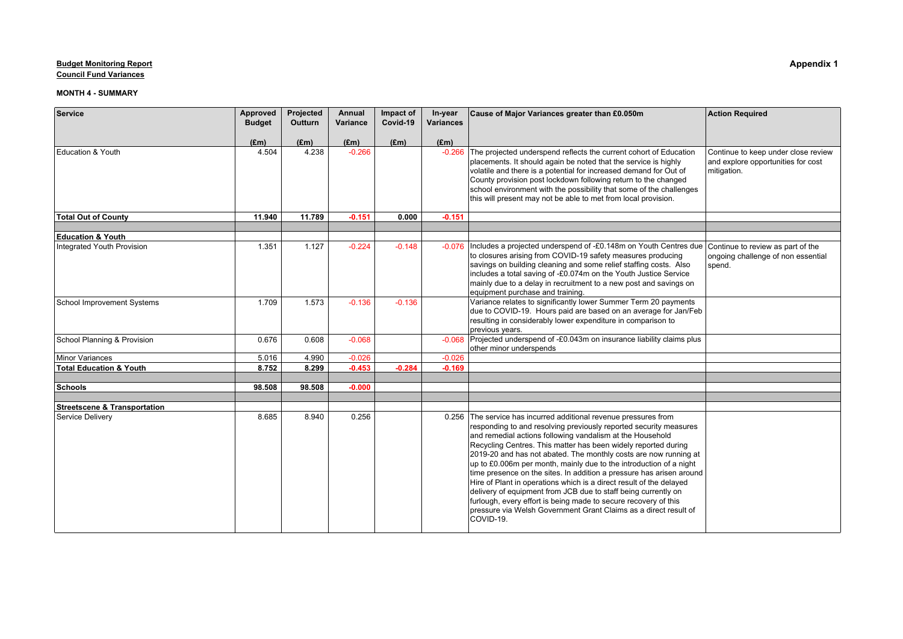**Budget Monitoring Report**

**Council Fund Variances**

**Appendix 1**

**MONTH 4 - SUMMARY**

| Service | Approved Budget (£m) | Projected Outturn (£m) | Annual Variance (£m) | Impact of Covid-19 (£m) | In-year Variances (£m) | Cause of Major Variances greater than £0.050m | Action Required |
|---|---|---|---|---|---|---|---|
| Education & Youth | 4.504 | 4.238 | -0.266 | | -0.266 | The projected underspend reflects the current cohort of Education placements. It should again be noted that the service is highly volatile and there is a potential for increased demand for Out of County provision post lockdown following return to the changed school environment with the possibility that some of the challenges this will present may not be able to met from local provision. | Continue to keep under close review and explore opportunities for cost mitigation. |
| **Total Out of County** | **11.940** | **11.789** | **-0.151** | **0.000** | **-0.151** | | |
| | | | | | | | |
| **Education & Youth** | | | | | | | |
| Integrated Youth Provision | 1.351 | 1.127 | -0.224 | -0.148 | -0.076 | Includes a projected underspend of -£0.148m on Youth Centres due to closures arising from COVID-19 safety measures producing savings on building cleaning and some relief staffing costs. Also includes a total saving of -£0.074m on the Youth Justice Service mainly due to a delay in recruitment to a new post and savings on equipment purchase and training. | Continue to review as part of the ongoing challenge of non essential spend. |
| School Improvement Systems | 1.709 | 1.573 | -0.136 | -0.136 | | Variance relates to significantly lower Summer Term 20 payments due to COVID-19. Hours paid are based on an average for Jan/Feb resulting in considerably lower expenditure in comparison to previous years. | |
| School Planning & Provision | 0.676 | 0.608 | -0.068 | | -0.068 | Projected underspend of -£0.043m on insurance liability claims plus other minor underspends | |
| Minor Variances | 5.016 | 4.990 | -0.026 | | -0.026 | | |
| **Total Education & Youth** | **8.752** | **8.299** | **-0.453** | **-0.284** | **-0.169** | | |
| | | | | | | | |
| **Schools** | **98.508** | **98.508** | **-0.000** | | | | |
| | | | | | | | |
| **Streetscene & Transportation** | | | | | | | |
| Service Delivery | 8.685 | 8.940 | 0.256 | | 0.256 | The service has incurred additional revenue pressures from responding to and resolving previously reported security measures and remedial actions following vandalism at the Household Recycling Centres. This matter has been widely reported during 2019-20 and has not abated. The monthly costs are now running at up to £0.006m per month, mainly due to the introduction of a night time presence on the sites. In addition a pressure has arisen around Hire of Plant in operations which is a direct result of the delayed delivery of equipment from JCB due to staff being currently on furlough, every effort is being made to secure recovery of this pressure via Welsh Government Grant Claims as a direct result of COVID-19. | |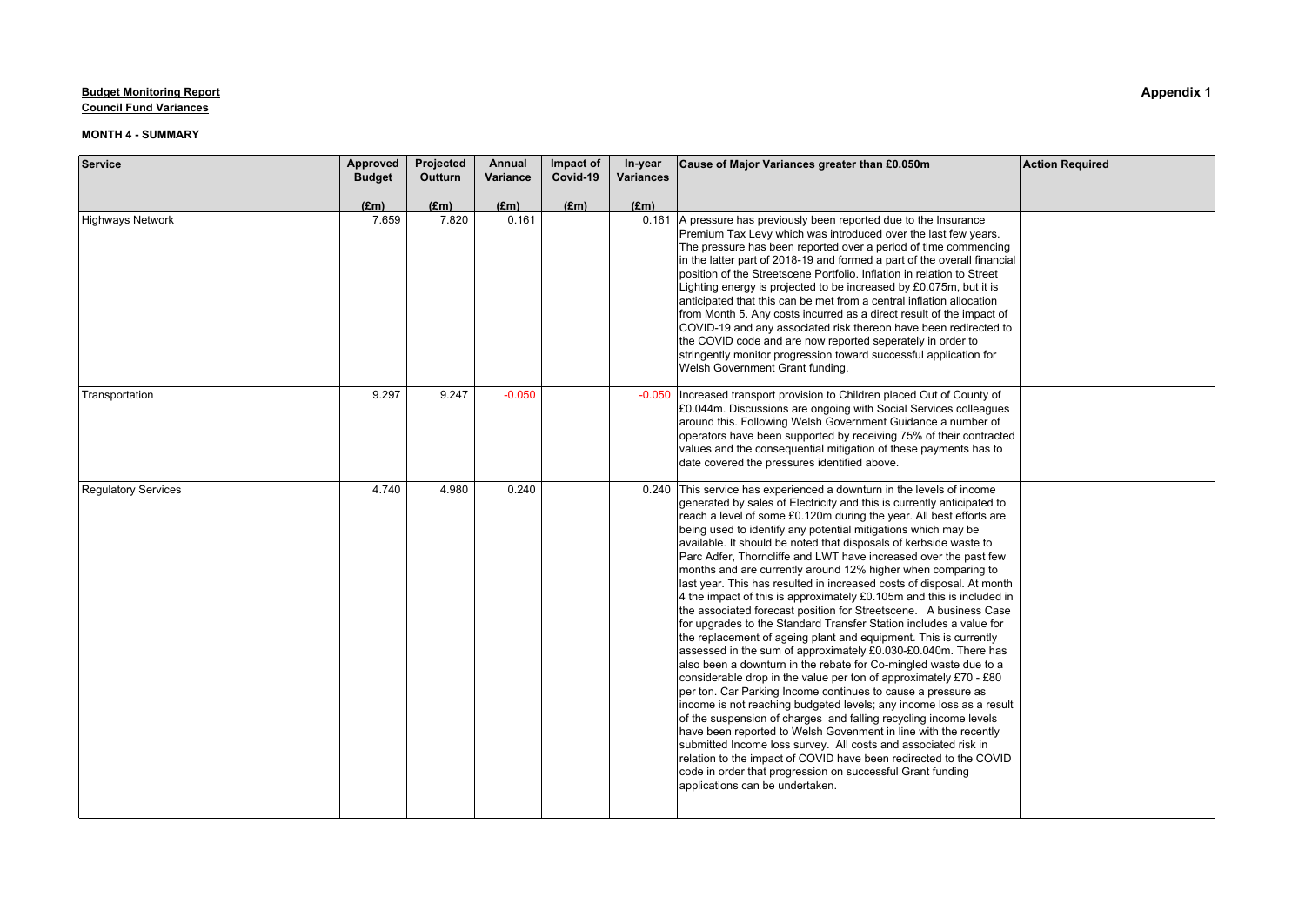**Budget Monitoring Report**
**Council Fund Variances**

**Appendix 1**

**MONTH 4 - SUMMARY**

| Service | Approved Budget | Projected Outturn | Annual Variance | Impact of Covid-19 | In-year Variances | Cause of Major Variances greater than £0.050m | Action Required |
|---|---|---|---|---|---|---|---|
| | (£m) | (£m) | (£m) | (£m) | (£m) | | |
| Highways Network | 7.659 | 7.820 | 0.161 | | 0.161 | A pressure has previously been reported due to the Insurance Premium Tax Levy which was introduced over the last few years. The pressure has been reported over a period of time commencing in the latter part of 2018-19 and formed a part of the overall financial position of the Streetscene Portfolio. Inflation in relation to Street Lighting energy is projected to be increased by £0.075m, but it is anticipated that this can be met from a central inflation allocation from Month 5. Any costs incurred as a direct result of the impact of COVID-19 and any associated risk thereon have been redirected to the COVID code and are now reported seperately in order to stringently monitor progression toward successful application for Welsh Government Grant funding. | |
| Transportation | 9.297 | 9.247 | -0.050 | | -0.050 | Increased transport provision to Children placed Out of County of £0.044m. Discussions are ongoing with Social Services colleagues around this. Following Welsh Government Guidance a number of operators have been supported by receiving 75% of their contracted values and the consequential mitigation of these payments has to date covered the pressures identified above. | |
| Regulatory Services | 4.740 | 4.980 | 0.240 | | 0.240 | This service has experienced a downturn in the levels of income generated by sales of Electricity and this is currently anticipated to reach a level of some £0.120m during the year. All best efforts are being used to identify any potential mitigations which may be available. It should be noted that disposals of kerbside waste to Parc Adfer, Thorncliffe and LWT have increased over the past few months and are currently around 12% higher when comparing to last year. This has resulted in increased costs of disposal. At month 4 the impact of this is approximately £0.105m and this is included in the associated forecast position for Streetscene. A business Case for upgrades to the Standard Transfer Station includes a value for the replacement of ageing plant and equipment. This is currently assessed in the sum of approximately £0.030-£0.040m. There has also been a downturn in the rebate for Co-mingled waste due to a considerable drop in the value per ton of approximately £70 - £80 per ton. Car Parking Income continues to cause a pressure as income is not reaching budgeted levels; any income loss as a result of the suspension of charges and falling recycling income levels have been reported to Welsh Govenment in line with the recently submitted Income loss survey. All costs and associated risk in relation to the impact of COVID have been redirected to the COVID code in order that progression on successful Grant funding applications can be undertaken. | |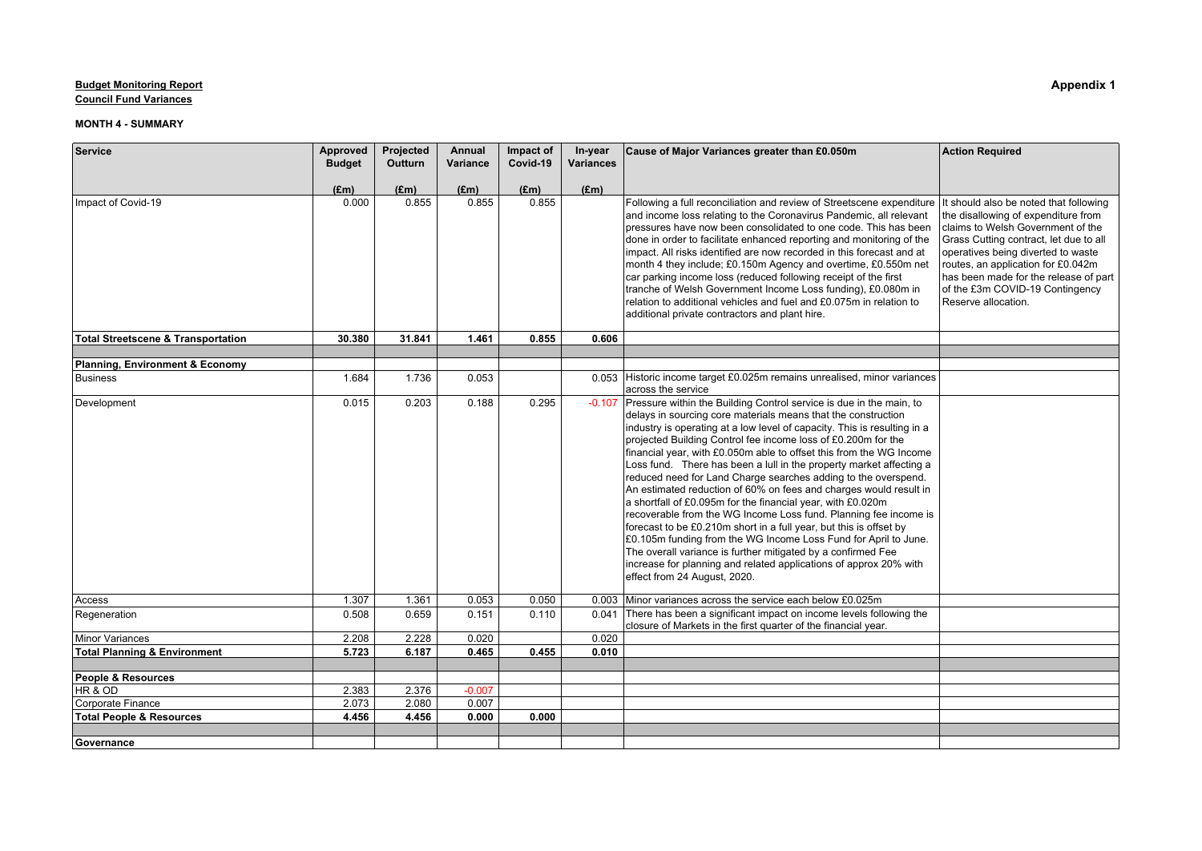**Budget Monitoring Report**
**Council Fund Variances**

**Appendix 1**

**MONTH 4 - SUMMARY**

| Service | Approved Budget | Projected Outturn | Annual Variance | Impact of Covid-19 | In-year Variances | Cause of Major Variances greater than £0.050m | Action Required |
|---|---|---|---|---|---|---|---|
| | (£m) | (£m) | (£m) | (£m) | (£m) | | |
| Impact of Covid-19 | 0.000 | 0.855 | 0.855 | 0.855 | | Following a full reconciliation and review of Streetscene expenditure and income loss relating to the Coronavirus Pandemic, all relevant pressures have now been consolidated to one code. This has been done in order to facilitate enhanced reporting and monitoring of the impact. All risks identified are now recorded in this forecast and at month 4 they include; £0.150m Agency and overtime, £0.550m net car parking income loss (reduced following receipt of the first tranche of Welsh Government Income Loss funding), £0.080m in relation to additional vehicles and fuel and £0.075m in relation to additional private contractors and plant hire. | It should also be noted that following the disallowing of expenditure from claims to Welsh Government of the Grass Cutting contract, let due to all operatives being diverted to waste routes, an application for £0.042m has been made for the release of part of the £3m COVID-19 Contingency Reserve allocation. |
| **Total Streetscene & Transportation** | **30.380** | **31.841** | **1.461** | **0.855** | **0.606** | | |
| | | | | | | | |
| **Planning, Environment & Economy** | | | | | | | |
| Business | 1.684 | 1.736 | 0.053 | | 0.053 | Historic income target £0.025m remains unrealised, minor variances across the service | |
| Development | 0.015 | 0.203 | 0.188 | 0.295 | -0.107 | Pressure within the Building Control service is due in the main, to delays in sourcing core materials means that the construction industry is operating at a low level of capacity. This is resulting in a projected Building Control fee income loss of £0.200m for the financial year, with £0.050m able to offset this from the WG Income Loss fund. There has been a lull in the property market affecting a reduced need for Land Charge searches adding to the overspend. An estimated reduction of 60% on fees and charges would result in a shortfall of £0.095m for the financial year, with £0.020m recoverable from the WG Income Loss fund. Planning fee income is forecast to be £0.210m short in a full year, but this is offset by £0.105m funding from the WG Income Loss Fund for April to June. The overall variance is further mitigated by a confirmed Fee increase for planning and related applications of approx 20% with effect from 24 August, 2020. | |
| Access | 1.307 | 1.361 | 0.053 | 0.050 | 0.003 | Minor variances across the service each below £0.025m | |
| Regeneration | 0.508 | 0.659 | 0.151 | 0.110 | 0.041 | There has been a significant impact on income levels following the closure of Markets in the first quarter of the financial year. | |
| Minor Variances | 2.208 | 2.228 | 0.020 | | 0.020 | | |
| **Total Planning & Environment** | **5.723** | **6.187** | **0.465** | **0.455** | **0.010** | | |
| | | | | | | | |
| **People & Resources** | | | | | | | |
| HR & OD | 2.383 | 2.376 | -0.007 | | | | |
| Corporate Finance | 2.073 | 2.080 | 0.007 | | | | |
| **Total People & Resources** | **4.456** | **4.456** | **0.000** | **0.000** | | | |
| | | | | | | | |
| **Governance** | | | | | | | |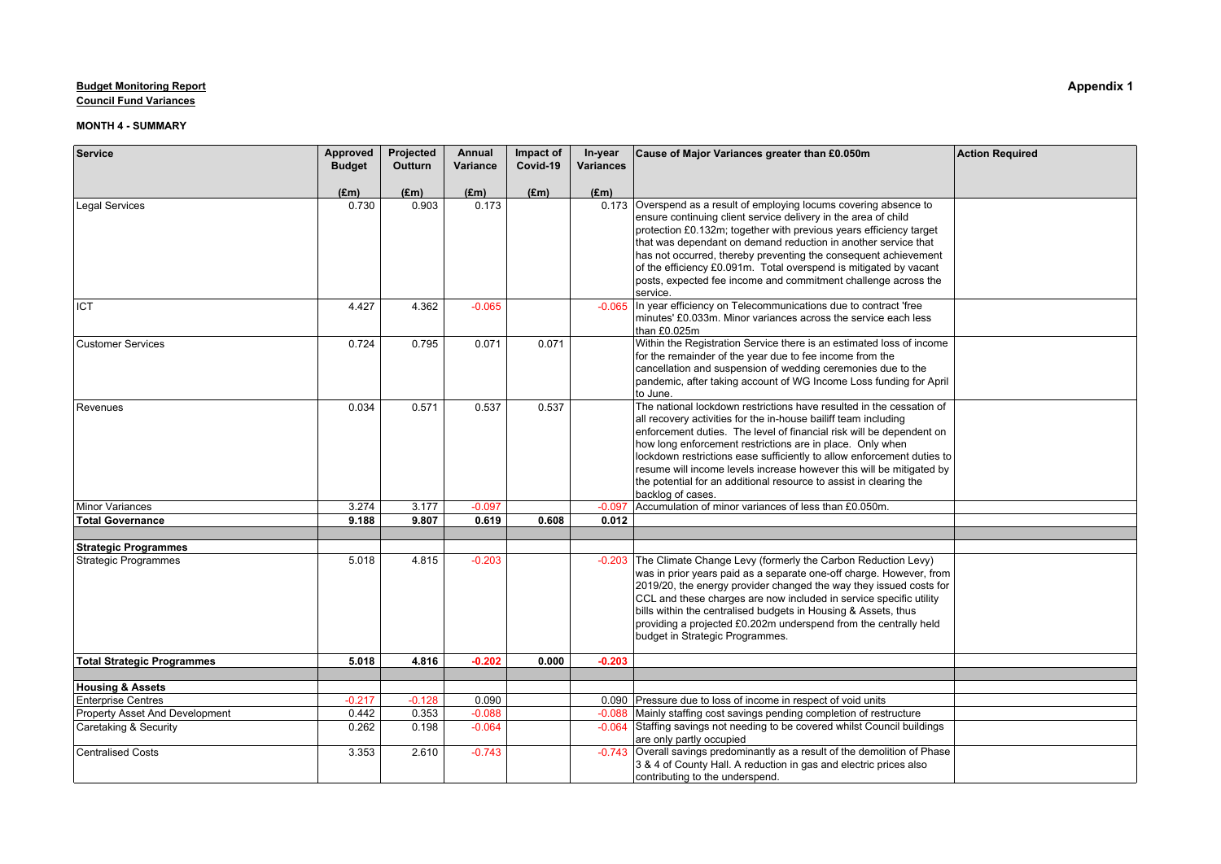**Budget Monitoring Report**
**Council Fund Variances**

**Appendix 1**

**MONTH 4 - SUMMARY**

| Service | Approved Budget (£m) | Projected Outturn (£m) | Annual Variance (£m) | Impact of Covid-19 (£m) | In-year Variances (£m) | Cause of Major Variances greater than £0.050m | Action Required |
|---|---|---|---|---|---|---|---|
| Legal Services | 0.730 | 0.903 | 0.173 | | 0.173 | Overspend as a result of employing locums covering absence to ensure continuing client service delivery in the area of child protection £0.132m; together with previous years efficiency target that was dependant on demand reduction in another service that has not occurred, thereby preventing the consequent achievement of the efficiency £0.091m. Total overspend is mitigated by vacant posts, expected fee income and commitment challenge across the service. | |
| ICT | 4.427 | 4.362 | -0.065 | | -0.065 | In year efficiency on Telecommunications due to contract 'free minutes' £0.033m. Minor variances across the service each less than £0.025m | |
| Customer Services | 0.724 | 0.795 | 0.071 | 0.071 | | Within the Registration Service there is an estimated loss of income for the remainder of the year due to fee income from the cancellation and suspension of wedding ceremonies due to the pandemic, after taking account of WG Income Loss funding for April to June. | |
| Revenues | 0.034 | 0.571 | 0.537 | 0.537 | | The national lockdown restrictions have resulted in the cessation of all recovery activities for the in-house bailiff team including enforcement duties. The level of financial risk will be dependent on how long enforcement restrictions are in place. Only when lockdown restrictions ease sufficiently to allow enforcement duties to resume will income levels increase however this will be mitigated by the potential for an additional resource to assist in clearing the backlog of cases. | |
| Minor Variances | 3.274 | 3.177 | -0.097 | | -0.097 | Accumulation of minor variances of less than £0.050m. | |
| **Total Governance** | **9.188** | **9.807** | **0.619** | **0.608** | **0.012** | | |
| | | | | | | | |
| **Strategic Programmes** | | | | | | | |
| Strategic Programmes | 5.018 | 4.815 | -0.203 | | -0.203 | The Climate Change Levy (formerly the Carbon Reduction Levy) was in prior years paid as a separate one-off charge. However, from 2019/20, the energy provider changed the way they issued costs for CCL and these charges are now included in service specific utility bills within the centralised budgets in Housing & Assets, thus providing a projected £0.202m underspend from the centrally held budget in Strategic Programmes. | |
| **Total Strategic Programmes** | **5.018** | **4.816** | **-0.202** | **0.000** | **-0.203** | | |
| | | | | | | | |
| **Housing & Assets** | | | | | | | |
| Enterprise Centres | -0.217 | -0.128 | 0.090 | | 0.090 | Pressure due to loss of income in respect of void units | |
| Property Asset And Development | 0.442 | 0.353 | -0.088 | | -0.088 | Mainly staffing cost savings pending completion of restructure | |
| Caretaking & Security | 0.262 | 0.198 | -0.064 | | -0.064 | Staffing savings not needing to be covered whilst Council buildings are only partly occupied | |
| Centralised Costs | 3.353 | 2.610 | -0.743 | | -0.743 | Overall savings predominantly as a result of the demolition of Phase 3 & 4 of County Hall. A reduction in gas and electric prices also contributing to the underspend. | |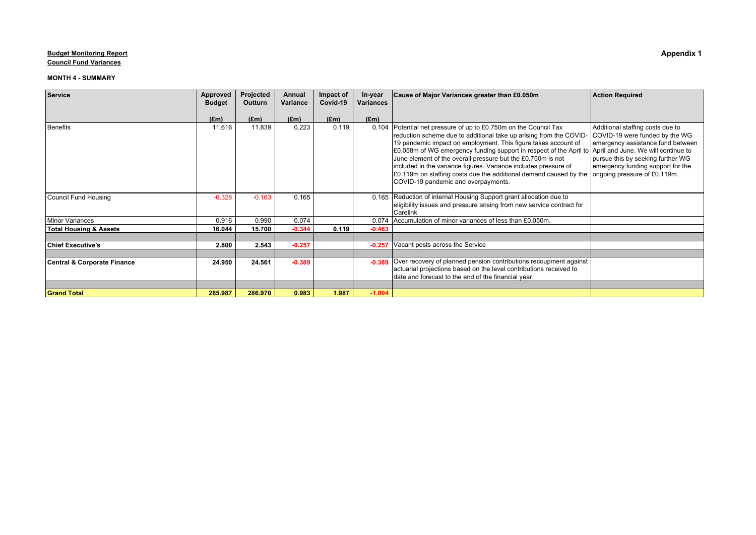**Budget Monitoring Report**
**Council Fund Variances**

**Appendix 1**

**MONTH 4 - SUMMARY**

| Service | Approved Budget (£m) | Projected Outturn (£m) | Annual Variance (£m) | Impact of Covid-19 (£m) | In-year Variances (£m) | Cause of Major Variances greater than £0.050m | Action Required |
|---|---|---|---|---|---|---|---|
| Benefits | 11.616 | 11.839 | 0.223 | 0.119 | 0.104 | Potential net pressure of up to £0.750m on the Council Tax reduction scheme due to additional take up arising from the COVID-19 pandemic impact on employment. This figure takes account of £0.058m of WG emergency funding support in respect of the April to June element of the overall pressure but the £0.750m is not included in the variance figures. Variance includes pressure of £0.119m on staffing costs due the additional demand caused by the COVID-19 pandemic and overpayments. | Additional staffing costs due to COVID-19 were funded by the WG emergency assistance fund between April and June. We will continue to pursue this by seeking further WG emergency funding support for the ongoing pressure of £0.119m. |
| Council Fund Housing | -0.328 | -0.163 | 0.165 | | 0.165 | Reduction of internal Housing Support grant allocation due to eligibility issues and pressure arising from new service contract for Carelink | |
| Minor Variances | 0.916 | 0.990 | 0.074 | | 0.074 | Accumulation of minor variances of less than £0.050m. | |
| **Total Housing & Assets** | **16.044** | **15.700** | **-0.344** | **0.119** | **-0.463** | | |
| | | | | | | | |
| **Chief Executive's** | **2.800** | **2.543** | **-0.257** | | **-0.257** | Vacant posts across the Service | |
| | | | | | | | |
| **Central & Corporate Finance** | **24.950** | **24.561** | **-0.389** | | **-0.389** | Over recovery of planned pension contributions recoupment against actuarial projections based on the level contributions received to date and forecast to the end of the financial year. | |
| | | | | | | | |
| **Grand Total** | **285.987** | **286.970** | **0.983** | **1.987** | **-1.004** | | |